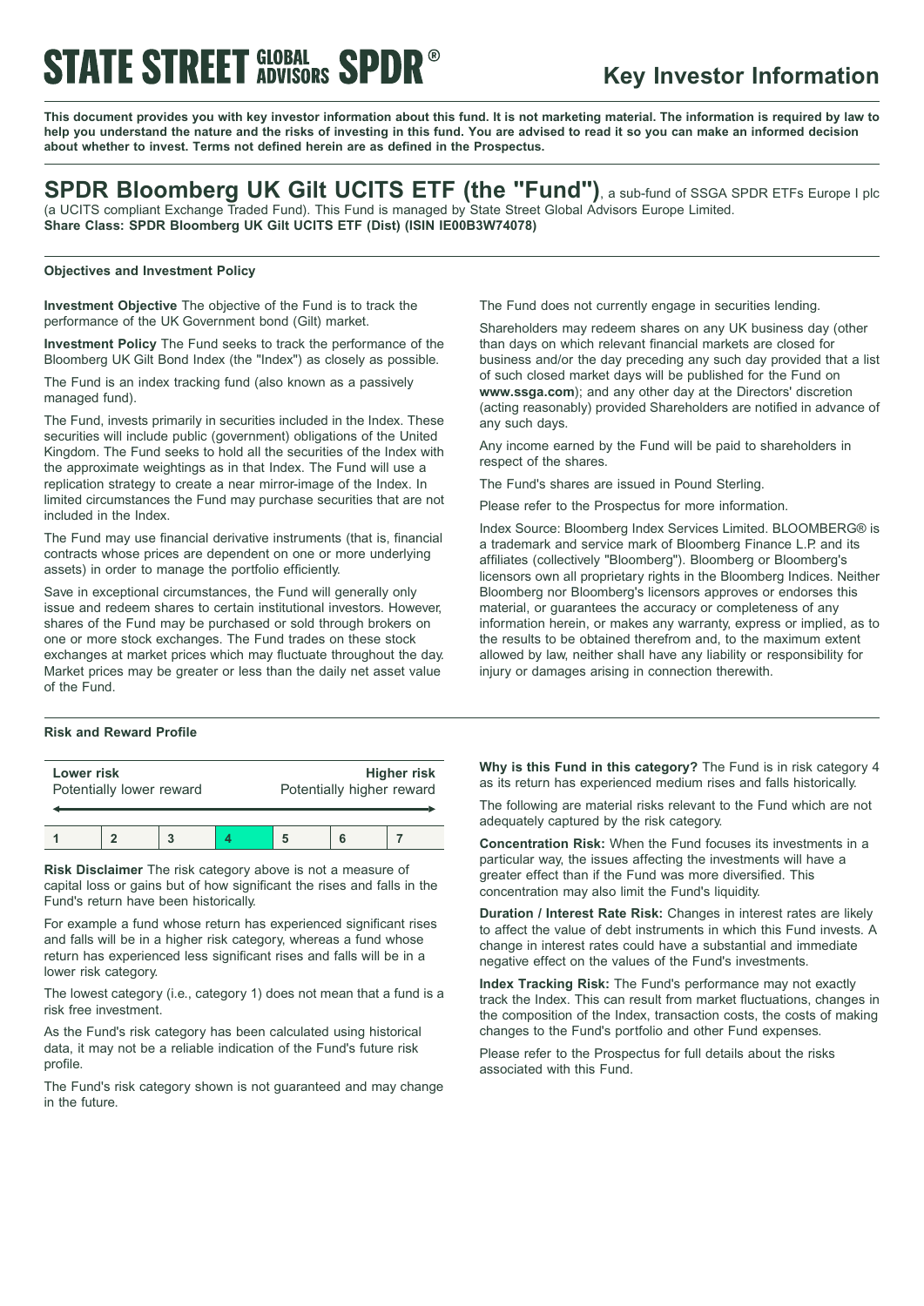STATE STREET GLOBAL ADVISORS SPDR®

# Key Investor Information

**This document provides you with key investor information about this fund. It is not marketing material. The information is required by law to help you understand the nature and the risks of investing in this fund. You are advised to read it so you can make an informed decision about whether to invest. Terms not defined herein are as defined in the Prospectus.**

## SPDR Bloomberg UK Gilt UCITS ETF (the "Fund"), a sub-fund of SSGA SPDR ETFs Europe I plc

(a UCITS compliant Exchange Traded Fund). This Fund is managed by State Street Global Advisors Europe Limited.
**Share Class: SPDR Bloomberg UK Gilt UCITS ETF (Dist) (ISIN IE00B3W74078)**

### Objectives and Investment Policy

**Investment Objective** The objective of the Fund is to track the performance of the UK Government bond (Gilt) market.

**Investment Policy** The Fund seeks to track the performance of the Bloomberg UK Gilt Bond Index (the "Index") as closely as possible.

The Fund is an index tracking fund (also known as a passively managed fund).

The Fund, invests primarily in securities included in the Index. These securities will include public (government) obligations of the United Kingdom. The Fund seeks to hold all the securities of the Index with the approximate weightings as in that Index. The Fund will use a replication strategy to create a near mirror-image of the Index. In limited circumstances the Fund may purchase securities that are not included in the Index.

The Fund may use financial derivative instruments (that is, financial contracts whose prices are dependent on one or more underlying assets) in order to manage the portfolio efficiently.

Save in exceptional circumstances, the Fund will generally only issue and redeem shares to certain institutional investors. However, shares of the Fund may be purchased or sold through brokers on one or more stock exchanges. The Fund trades on these stock exchanges at market prices which may fluctuate throughout the day. Market prices may be greater or less than the daily net asset value of the Fund.

The Fund does not currently engage in securities lending.

Shareholders may redeem shares on any UK business day (other than days on which relevant financial markets are closed for business and/or the day preceding any such day provided that a list of such closed market days will be published for the Fund on **www.ssga.com**); and any other day at the Directors' discretion (acting reasonably) provided Shareholders are notified in advance of any such days.

Any income earned by the Fund will be paid to shareholders in respect of the shares.

The Fund's shares are issued in Pound Sterling.

Please refer to the Prospectus for more information.

Index Source: Bloomberg Index Services Limited. BLOOMBERG® is a trademark and service mark of Bloomberg Finance L.P. and its affiliates (collectively "Bloomberg"). Bloomberg or Bloomberg's licensors own all proprietary rights in the Bloomberg Indices. Neither Bloomberg nor Bloomberg's licensors approves or endorses this material, or guarantees the accuracy or completeness of any information herein, or makes any warranty, express or implied, as to the results to be obtained therefrom and, to the maximum extent allowed by law, neither shall have any liability or responsibility for injury or damages arising in connection therewith.

### Risk and Reward Profile

| **Lower risk** Potentially lower reward | | | | | | **Higher risk** Potentially higher reward |
|---|---|---|---|---|---|---|
| 1 | 2 | 3 | **4** | 5 | 6 | 7 |

**Risk Disclaimer** The risk category above is not a measure of capital loss or gains but of how significant the rises and falls in the Fund's return have been historically.

For example a fund whose return has experienced significant rises and falls will be in a higher risk category, whereas a fund whose return has experienced less significant rises and falls will be in a lower risk category.

The lowest category (i.e., category 1) does not mean that a fund is a risk free investment.

As the Fund's risk category has been calculated using historical data, it may not be a reliable indication of the Fund's future risk profile.

The Fund's risk category shown is not guaranteed and may change in the future.

**Why is this Fund in this category?** The Fund is in risk category 4 as its return has experienced medium rises and falls historically.

The following are material risks relevant to the Fund which are not adequately captured by the risk category.

**Concentration Risk:** When the Fund focuses its investments in a particular way, the issues affecting the investments will have a greater effect than if the Fund was more diversified. This concentration may also limit the Fund's liquidity.

**Duration / Interest Rate Risk:** Changes in interest rates are likely to affect the value of debt instruments in which this Fund invests. A change in interest rates could have a substantial and immediate negative effect on the values of the Fund's investments.

**Index Tracking Risk:** The Fund's performance may not exactly track the Index. This can result from market fluctuations, changes in the composition of the Index, transaction costs, the costs of making changes to the Fund's portfolio and other Fund expenses.

Please refer to the Prospectus for full details about the risks associated with this Fund.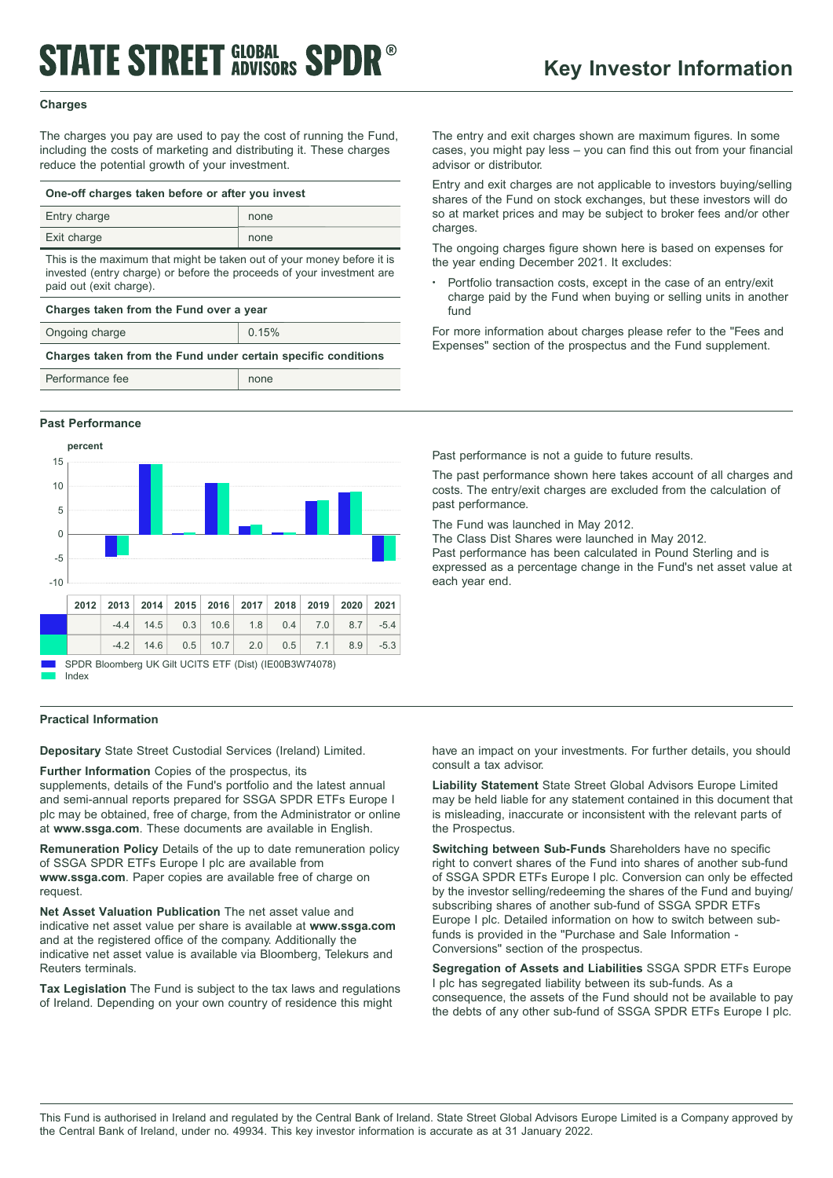## Charges

The charges you pay are used to pay the cost of running the Fund, including the costs of marketing and distributing it. These charges reduce the potential growth of your investment.

| One-off charges taken before or after you invest | |
|---|---|
| Entry charge | none |
| Exit charge | none |

This is the maximum that might be taken out of your money before it is invested (entry charge) or before the proceeds of your investment are paid out (exit charge).

| Charges taken from the Fund over a year | |
|---|---|
| Ongoing charge | 0.15% |

| Charges taken from the Fund under certain specific conditions | |
|---|---|
| Performance fee | none |

The entry and exit charges shown are maximum figures. In some cases, you might pay less – you can find this out from your financial advisor or distributor.

Entry and exit charges are not applicable to investors buying/selling shares of the Fund on stock exchanges, but these investors will do so at market prices and may be subject to broker fees and/or other charges.

The ongoing charges figure shown here is based on expenses for the year ending December 2021. It excludes:

- Portfolio transaction costs, except in the case of an entry/exit charge paid by the Fund when buying or selling units in another fund

For more information about charges please refer to the "Fees and Expenses" section of the prospectus and the Fund supplement.

## Past Performance

percent

15
10
5
0
-5
-10

| | 2012 | 2013 | 2014 | 2015 | 2016 | 2017 | 2018 | 2019 | 2020 | 2021 |
|---|---|---|---|---|---|---|---|---|---|---|
| SPDR Bloomberg UK Gilt UCITS ETF (Dist) (IE00B3W74078) | | -4.4 | 14.5 | 0.3 | 10.6 | 1.8 | 0.4 | 7.0 | 8.7 | -5.4 |
| Index | | -4.2 | 14.6 | 0.5 | 10.7 | 2.0 | 0.5 | 7.1 | 8.9 | -5.3 |

Past performance is not a guide to future results.

The past performance shown here takes account of all charges and costs. The entry/exit charges are excluded from the calculation of past performance.

The Fund was launched in May 2012.
The Class Dist Shares were launched in May 2012.
Past performance has been calculated in Pound Sterling and is expressed as a percentage change in the Fund's net asset value at each year end.

## Practical Information

**Depositary** State Street Custodial Services (Ireland) Limited.

**Further Information** Copies of the prospectus, its supplements, details of the Fund's portfolio and the latest annual and semi-annual reports prepared for SSGA SPDR ETFs Europe I plc may be obtained, free of charge, from the Administrator or online at **www.ssga.com**. These documents are available in English.

**Remuneration Policy** Details of the up to date remuneration policy of SSGA SPDR ETFs Europe I plc are available from **www.ssga.com**. Paper copies are available free of charge on request.

**Net Asset Valuation Publication** The net asset value and indicative net asset value per share is available at **www.ssga.com** and at the registered office of the company. Additionally the indicative net asset value is available via Bloomberg, Telekurs and Reuters terminals.

**Tax Legislation** The Fund is subject to the tax laws and regulations of Ireland. Depending on your own country of residence this might have an impact on your investments. For further details, you should consult a tax advisor.

**Liability Statement** State Street Global Advisors Europe Limited may be held liable for any statement contained in this document that is misleading, inaccurate or inconsistent with the relevant parts of the Prospectus.

**Switching between Sub-Funds** Shareholders have no specific right to convert shares of the Fund into shares of another sub-fund of SSGA SPDR ETFs Europe I plc. Conversion can only be effected by the investor selling/redeeming the shares of the Fund and buying/subscribing shares of another sub-fund of SSGA SPDR ETFs Europe I plc. Detailed information on how to switch between sub-funds is provided in the "Purchase and Sale Information - Conversions" section of the prospectus.

**Segregation of Assets and Liabilities** SSGA SPDR ETFs Europe I plc has segregated liability between its sub-funds. As a consequence, the assets of the Fund should not be available to pay the debts of any other sub-fund of SSGA SPDR ETFs Europe I plc.

This Fund is authorised in Ireland and regulated by the Central Bank of Ireland. State Street Global Advisors Europe Limited is a Company approved by the Central Bank of Ireland, under no. 49934. This key investor information is accurate as at 31 January 2022.